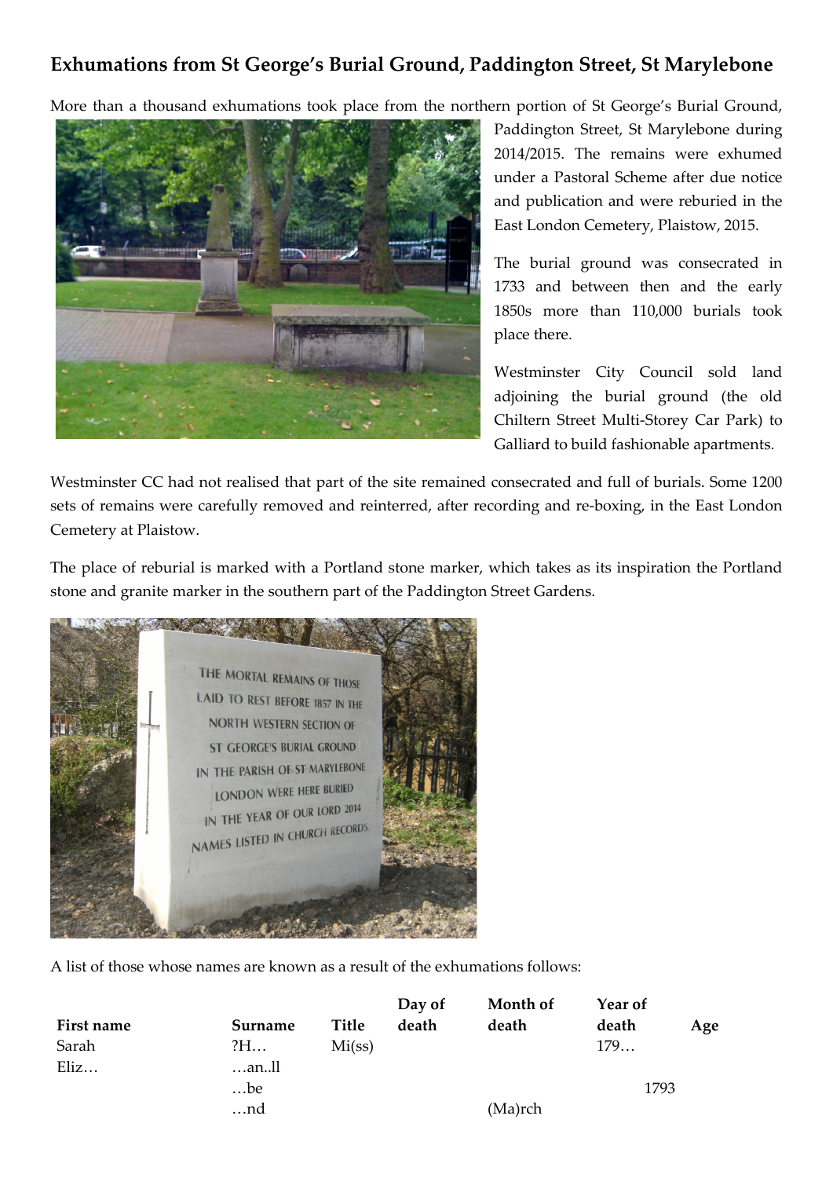# Exhumations from St George's Burial Ground, Paddington Street, St Marylebone

More than a thousand exhumations took place from the northern portion of St George's Burial Ground, Paddington Street, St Marylebone during 2014/2015. The remains were exhumed under a Pastoral Scheme after due notice and publication and were reburied in the East London Cemetery, Plaistow, 2015.

The burial ground was consecrated in 1733 and between then and the early 1850s more than 110,000 burials took place there.

Westminster City Council sold land adjoining the burial ground (the old Chiltern Street Multi-Storey Car Park) to Galliard to build fashionable apartments.

Westminster CC had not realised that part of the site remained consecrated and full of burials. Some 1200 sets of remains were carefully removed and reinterred, after recording and re-boxing, in the East London Cemetery at Plaistow.

The place of reburial is marked with a Portland stone marker, which takes as its inspiration the Portland stone and granite marker in the southern part of the Paddington Street Gardens.

A list of those whose names are known as a result of the exhumations follows:

| First name | Surname | Title | Day of death | Month of death | Year of death | Age |
|---|---|---|---|---|---|---|
| Sarah | ?H… | Mi(ss) | | | 179… | |
| Eliz… | …an..ll | | | | | |
| | …be | | | | 1793 | |
| | …nd | | | (Ma)rch | | |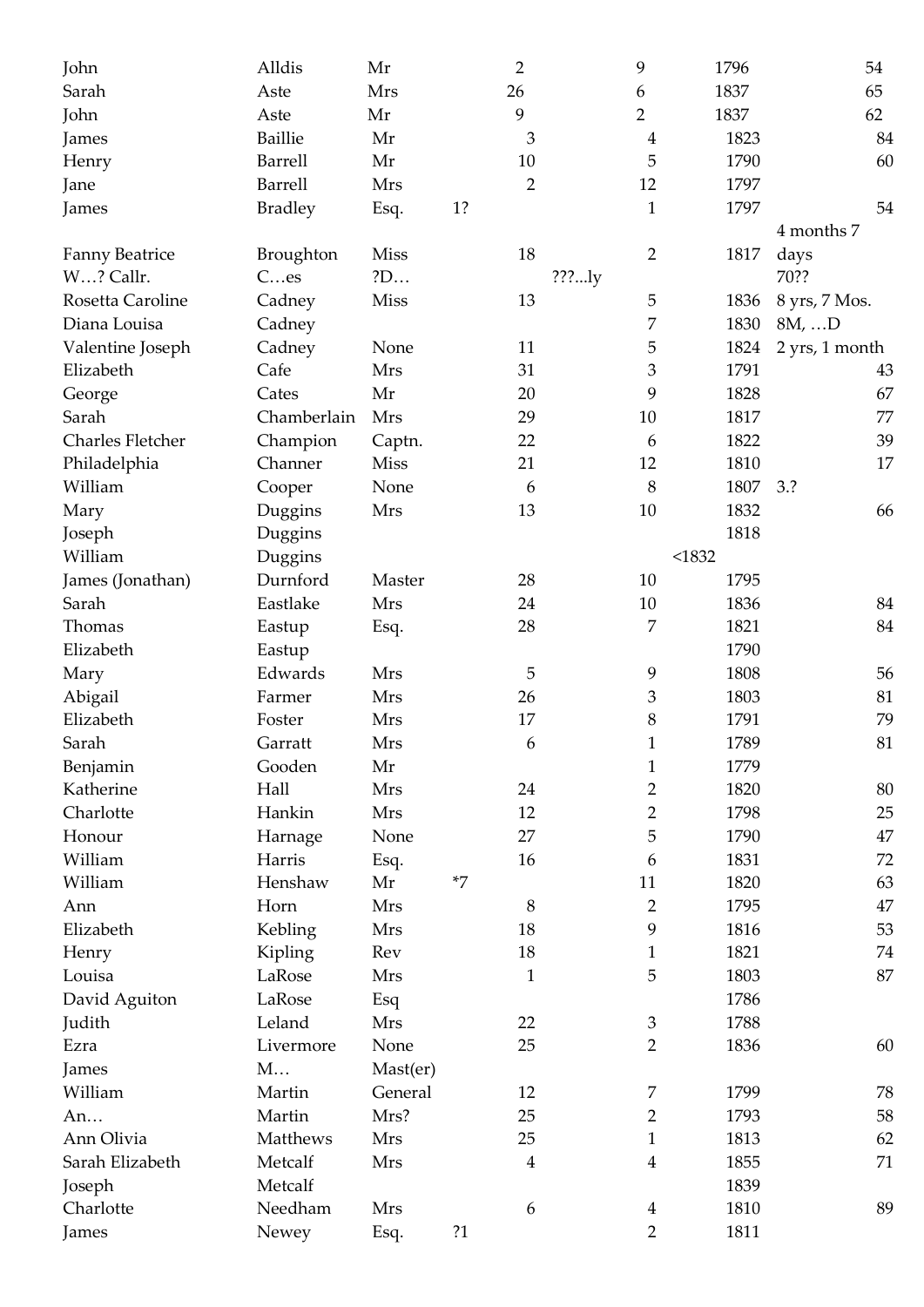| | | | | | | | | |
|---|---|---|---|---|---|---|---|---|
| John | Alldis | Mr | | 2 | | 9 | 1796 | 54 |
| Sarah | Aste | Mrs | | 26 | | 6 | 1837 | 65 |
| John | Aste | Mr | | 9 | | 2 | 1837 | 62 |
| James | Baillie | Mr | | 3 | | 4 | 1823 | 84 |
| Henry | Barrell | Mr | | 10 | | 5 | 1790 | 60 |
| Jane | Barrell | Mrs | | 2 | | 12 | 1797 | |
| James | Bradley | Esq. | 1? | | | 1 | 1797 | 54 |
| Fanny Beatrice | Broughton | Miss | | 18 | | 2 | 1817 | 4 months 7 days |
| W…? Callr. | C…es | ?D… | | | ???...ly | | | 70?? |
| Rosetta Caroline | Cadney | Miss | | 13 | | 5 | 1836 | 8 yrs, 7 Mos. |
| Diana Louisa | Cadney | | | | | 7 | 1830 | 8M, …D |
| Valentine Joseph | Cadney | None | | 11 | | 5 | 1824 | 2 yrs, 1 month |
| Elizabeth | Cafe | Mrs | | 31 | | 3 | 1791 | 43 |
| George | Cates | Mr | | 20 | | 9 | 1828 | 67 |
| Sarah | Chamberlain | Mrs | | 29 | | 10 | 1817 | 77 |
| Charles Fletcher | Champion | Captn. | | 22 | | 6 | 1822 | 39 |
| Philadelphia | Channer | Miss | | 21 | | 12 | 1810 | 17 |
| William | Cooper | None | | 6 | | 8 | 1807 | 3.? |
| Mary | Duggins | Mrs | | 13 | | 10 | 1832 | 66 |
| Joseph | Duggins | | | | | | 1818 | |
| William | Duggins | | | | | | <1832 | |
| James (Jonathan) | Durnford | Master | | 28 | | 10 | 1795 | |
| Sarah | Eastlake | Mrs | | 24 | | 10 | 1836 | 84 |
| Thomas | Eastup | Esq. | | 28 | | 7 | 1821 | 84 |
| Elizabeth | Eastup | | | | | | 1790 | |
| Mary | Edwards | Mrs | | 5 | | 9 | 1808 | 56 |
| Abigail | Farmer | Mrs | | 26 | | 3 | 1803 | 81 |
| Elizabeth | Foster | Mrs | | 17 | | 8 | 1791 | 79 |
| Sarah | Garratt | Mrs | | 6 | | 1 | 1789 | 81 |
| Benjamin | Gooden | Mr | | | | 1 | 1779 | |
| Katherine | Hall | Mrs | | 24 | | 2 | 1820 | 80 |
| Charlotte | Hankin | Mrs | | 12 | | 2 | 1798 | 25 |
| Honour | Harnage | None | | 27 | | 5 | 1790 | 47 |
| William | Harris | Esq. | | 16 | | 6 | 1831 | 72 |
| William | Henshaw | Mr | *7 | | | 11 | 1820 | 63 |
| Ann | Horn | Mrs | | 8 | | 2 | 1795 | 47 |
| Elizabeth | Kebling | Mrs | | 18 | | 9 | 1816 | 53 |
| Henry | Kipling | Rev | | 18 | | 1 | 1821 | 74 |
| Louisa | LaRose | Mrs | | 1 | | 5 | 1803 | 87 |
| David Aguiton | LaRose | Esq | | | | | 1786 | |
| Judith | Leland | Mrs | | 22 | | 3 | 1788 | |
| Ezra | Livermore | None | | 25 | | 2 | 1836 | 60 |
| James | M… | Mast(er) | | | | | | |
| William | Martin | General | | 12 | | 7 | 1799 | 78 |
| An… | Martin | Mrs? | | 25 | | 2 | 1793 | 58 |
| Ann Olivia | Matthews | Mrs | | 25 | | 1 | 1813 | 62 |
| Sarah Elizabeth | Metcalf | Mrs | | 4 | | 4 | 1855 | 71 |
| Joseph | Metcalf | | | | | | 1839 | |
| Charlotte | Needham | Mrs | | 6 | | 4 | 1810 | 89 |
| James | Newey | Esq. | ?1 | | | 2 | 1811 | |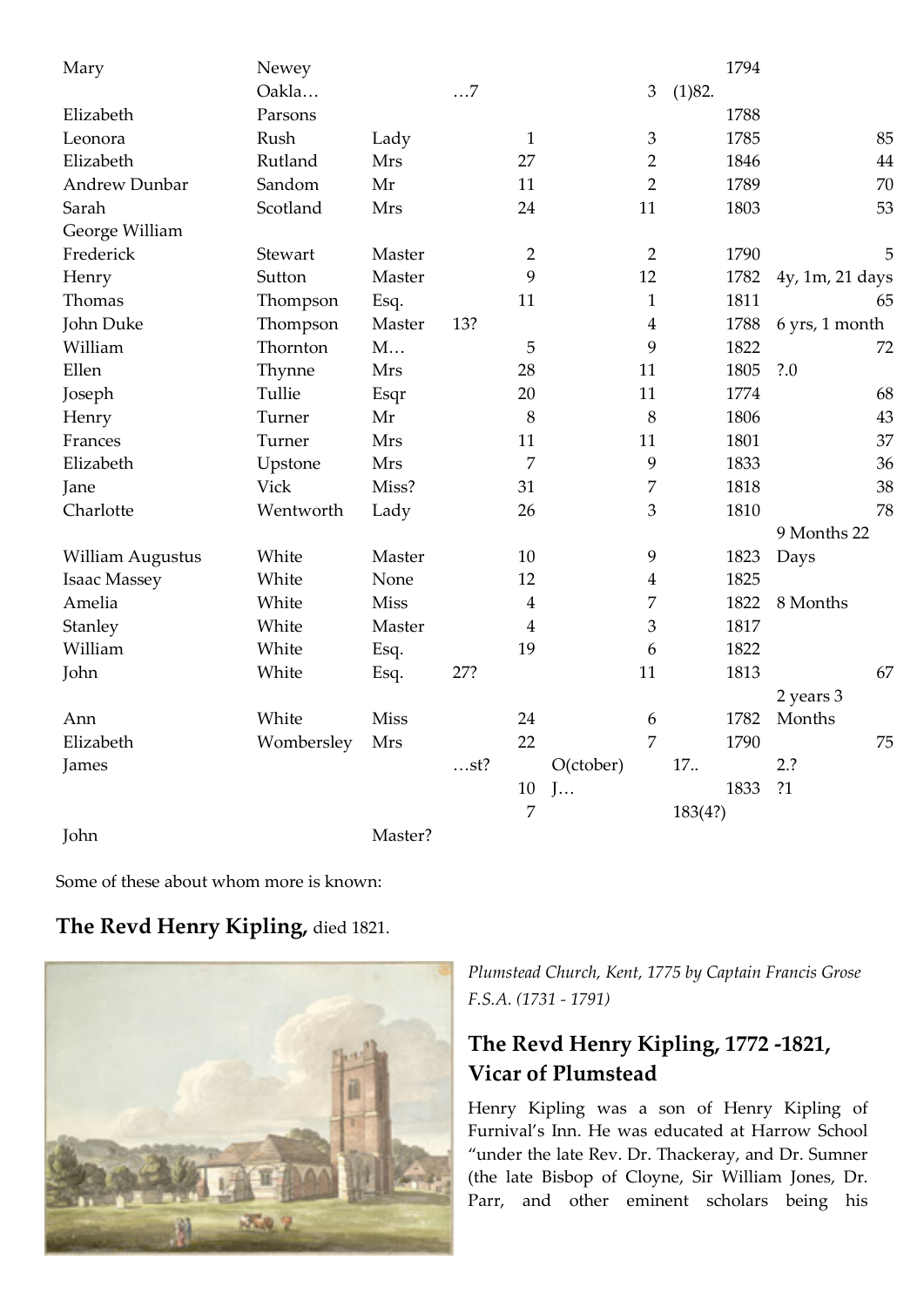| | | | | | | | | |
|---|---|---|---|---|---|---|---|---|
| Mary | Newey | | | | | | 1794 | |
| | Oakla… | | …7 | | | 3 | (1)82. | |
| Elizabeth | Parsons | | | | | | 1788 | |
| Leonora | Rush | Lady | | 1 | | 3 | 1785 | 85 |
| Elizabeth | Rutland | Mrs | | 27 | | 2 | 1846 | 44 |
| Andrew Dunbar | Sandom | Mr | | 11 | | 2 | 1789 | 70 |
| Sarah | Scotland | Mrs | | 24 | | 11 | 1803 | 53 |
| George William Frederick | Stewart | Master | | 2 | | 2 | 1790 | 5 |
| Henry | Sutton | Master | | 9 | | 12 | 1782 | 4y, 1m, 21 days |
| Thomas | Thompson | Esq. | | 11 | | 1 | 1811 | 65 |
| John Duke | Thompson | Master | 13? | | | 4 | 1788 | 6 yrs, 1 month |
| William | Thornton | M… | | 5 | | 9 | 1822 | 72 |
| Ellen | Thynne | Mrs | | 28 | | 11 | 1805 | ?.0 |
| Joseph | Tullie | Esqr | | 20 | | 11 | 1774 | 68 |
| Henry | Turner | Mr | | 8 | | 8 | 1806 | 43 |
| Frances | Turner | Mrs | | 11 | | 11 | 1801 | 37 |
| Elizabeth | Upstone | Mrs | | 7 | | 9 | 1833 | 36 |
| Jane | Vick | Miss? | | 31 | | 7 | 1818 | 38 |
| Charlotte | Wentworth | Lady | | 26 | | 3 | 1810 | 78 |
| William Augustus | White | Master | | 10 | | 9 | 1823 | 9 Months 22 Days |
| Isaac Massey | White | None | | 12 | | 4 | 1825 | |
| Amelia | White | Miss | | 4 | | 7 | 1822 | 8 Months |
| Stanley | White | Master | | 4 | | 3 | 1817 | |
| William | White | Esq. | | 19 | | 6 | 1822 | |
| John | White | Esq. | 27? | | | 11 | 1813 | 67 |
| Ann | White | Miss | | 24 | | 6 | 1782 | 2 years 3 Months |
| Elizabeth | Wombersley | Mrs | | 22 | | 7 | 1790 | 75 |
| James | | | …st? | | O(ctober) | | 17.. | 2.? |
| | | | | 10 | J… | | 1833 | ?1 |
| | | | | 7 | | | 183(4?) | |
| John | | Master? | | | | | | |

Some of these about whom more is known:

## The Revd Henry Kipling, died 1821.

*Plumstead Church, Kent, 1775 by Captain Francis Grose F.S.A. (1731 - 1791)*

### The Revd Henry Kipling, 1772 -1821, Vicar of Plumstead

Henry Kipling was a son of Henry Kipling of Furnival's Inn. He was educated at Harrow School "under the late Rev. Dr. Thackeray, and Dr. Sumner (the late Bisbop of Cloyne, Sir William Jones, Dr. Parr, and other eminent scholars being his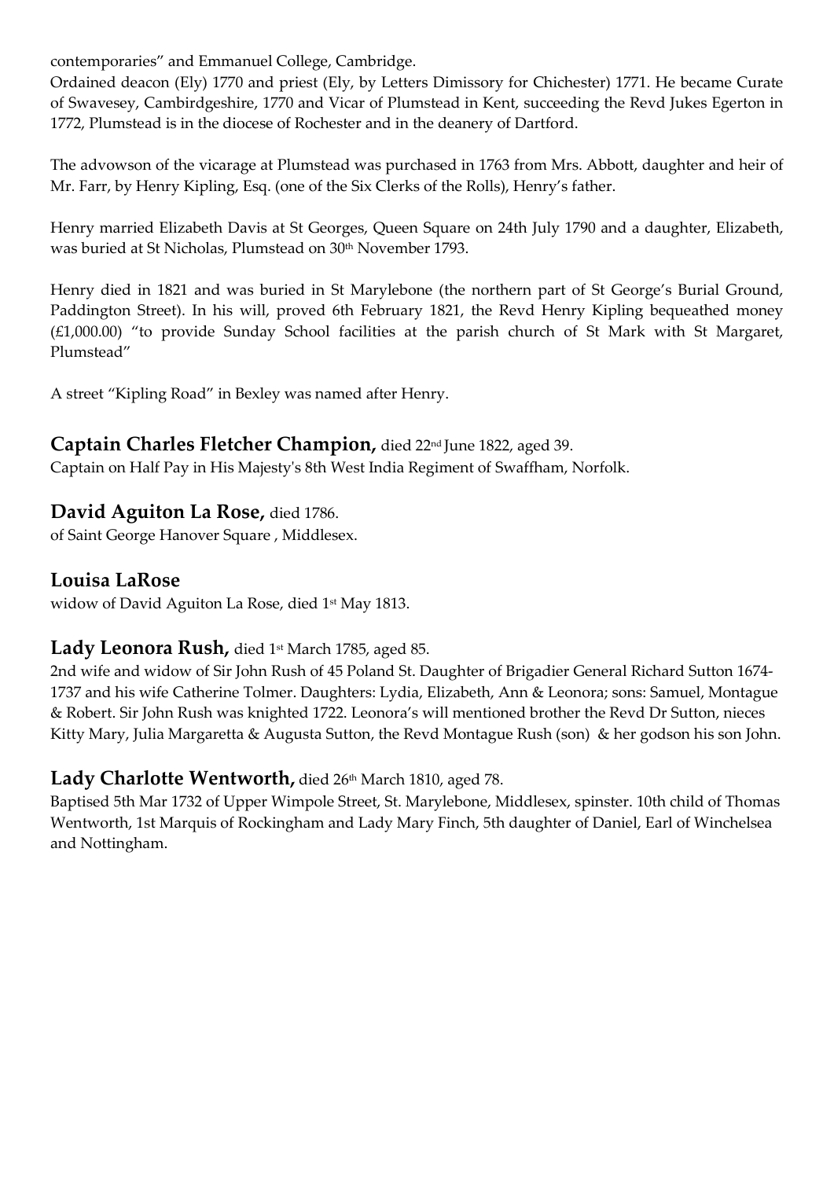contemporaries" and Emmanuel College, Cambridge.

Ordained deacon (Ely) 1770 and priest (Ely, by Letters Dimissory for Chichester) 1771. He became Curate of Swavesey, Cambirdgeshire, 1770 and Vicar of Plumstead in Kent, succeeding the Revd Jukes Egerton in 1772, Plumstead is in the diocese of Rochester and in the deanery of Dartford.

The advowson of the vicarage at Plumstead was purchased in 1763 from Mrs. Abbott, daughter and heir of Mr. Farr, by Henry Kipling, Esq. (one of the Six Clerks of the Rolls), Henry's father.

Henry married Elizabeth Davis at St Georges, Queen Square on 24th July 1790 and a daughter, Elizabeth, was buried at St Nicholas, Plumstead on 30th November 1793.

Henry died in 1821 and was buried in St Marylebone (the northern part of St George's Burial Ground, Paddington Street). In his will, proved 6th February 1821, the Revd Henry Kipling bequeathed money (£1,000.00) "to provide Sunday School facilities at the parish church of St Mark with St Margaret, Plumstead"

A street "Kipling Road" in Bexley was named after Henry.

### **Captain Charles Fletcher Champion,** died 22nd June 1822, aged 39.

Captain on Half Pay in His Majesty's 8th West India Regiment of Swaffham, Norfolk.

### **David Aguiton La Rose,** died 1786.

of Saint George Hanover Square , Middlesex.

### **Louisa LaRose**

widow of David Aguiton La Rose, died 1st May 1813.

### **Lady Leonora Rush,** died 1st March 1785, aged 85.

2nd wife and widow of Sir John Rush of 45 Poland St. Daughter of Brigadier General Richard Sutton 1674-1737 and his wife Catherine Tolmer. Daughters: Lydia, Elizabeth, Ann & Leonora; sons: Samuel, Montague & Robert. Sir John Rush was knighted 1722. Leonora's will mentioned brother the Revd Dr Sutton, nieces Kitty Mary, Julia Margaretta & Augusta Sutton, the Revd Montague Rush (son) & her godson his son John.

### **Lady Charlotte Wentworth,** died 26th March 1810, aged 78.

Baptised 5th Mar 1732 of Upper Wimpole Street, St. Marylebone, Middlesex, spinster. 10th child of Thomas Wentworth, 1st Marquis of Rockingham and Lady Mary Finch, 5th daughter of Daniel, Earl of Winchelsea and Nottingham.